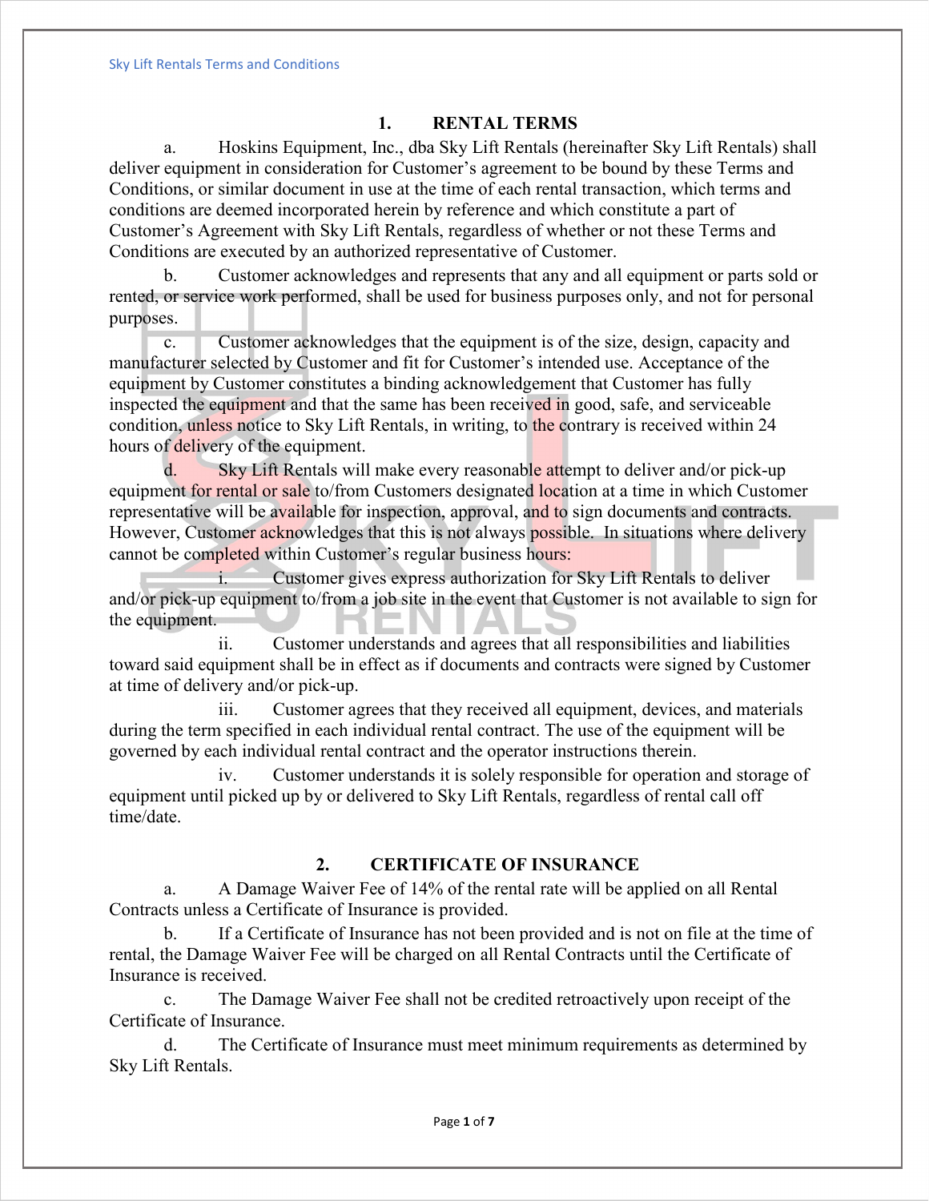## 1. RENTAL TERMS

a. Hoskins Equipment, Inc., dba Sky Lift Rentals (hereinafter Sky Lift Rentals) shall deliver equipment in consideration for Customer's agreement to be bound by these Terms and Conditions, or similar document in use at the time of each rental transaction, which terms and conditions are deemed incorporated herein by reference and which constitute a part of Customer's Agreement with Sky Lift Rentals, regardless of whether or not these Terms and Conditions are executed by an authorized representative of Customer.

b. Customer acknowledges and represents that any and all equipment or parts sold or rented, or service work performed, shall be used for business purposes only, and not for personal purposes.

c. Customer acknowledges that the equipment is of the size, design, capacity and manufacturer selected by Customer and fit for Customer's intended use. Acceptance of the equipment by Customer constitutes a binding acknowledgement that Customer has fully inspected the equipment and that the same has been received in good, safe, and serviceable condition, unless notice to Sky Lift Rentals, in writing, to the contrary is received within 24 hours of delivery of the equipment.

d. Sky Lift Rentals will make every reasonable attempt to deliver and/or pick-up equipment for rental or sale to/from Customers designated location at a time in which Customer representative will be available for inspection, approval, and to sign documents and contracts. However, Customer acknowledges that this is not always possible. In situations where delivery cannot be completed within Customer's regular business hours:

i. Customer gives express authorization for Sky Lift Rentals to deliver and/or pick-up equipment to/from a job site in the event that Customer is not available to sign for the equipment.

ii. Customer understands and agrees that all responsibilities and liabilities toward said equipment shall be in effect as if documents and contracts were signed by Customer at time of delivery and/or pick-up.

iii. Customer agrees that they received all equipment, devices, and materials during the term specified in each individual rental contract. The use of the equipment will be governed by each individual rental contract and the operator instructions therein.

iv. Customer understands it is solely responsible for operation and storage of equipment until picked up by or delivered to Sky Lift Rentals, regardless of rental call off time/date.

## 2. CERTIFICATE OF INSURANCE

a. A Damage Waiver Fee of 14% of the rental rate will be applied on all Rental Contracts unless a Certificate of Insurance is provided.

b. If a Certificate of Insurance has not been provided and is not on file at the time of rental, the Damage Waiver Fee will be charged on all Rental Contracts until the Certificate of Insurance is received.

c. The Damage Waiver Fee shall not be credited retroactively upon receipt of the Certificate of Insurance.

d. The Certificate of Insurance must meet minimum requirements as determined by Sky Lift Rentals.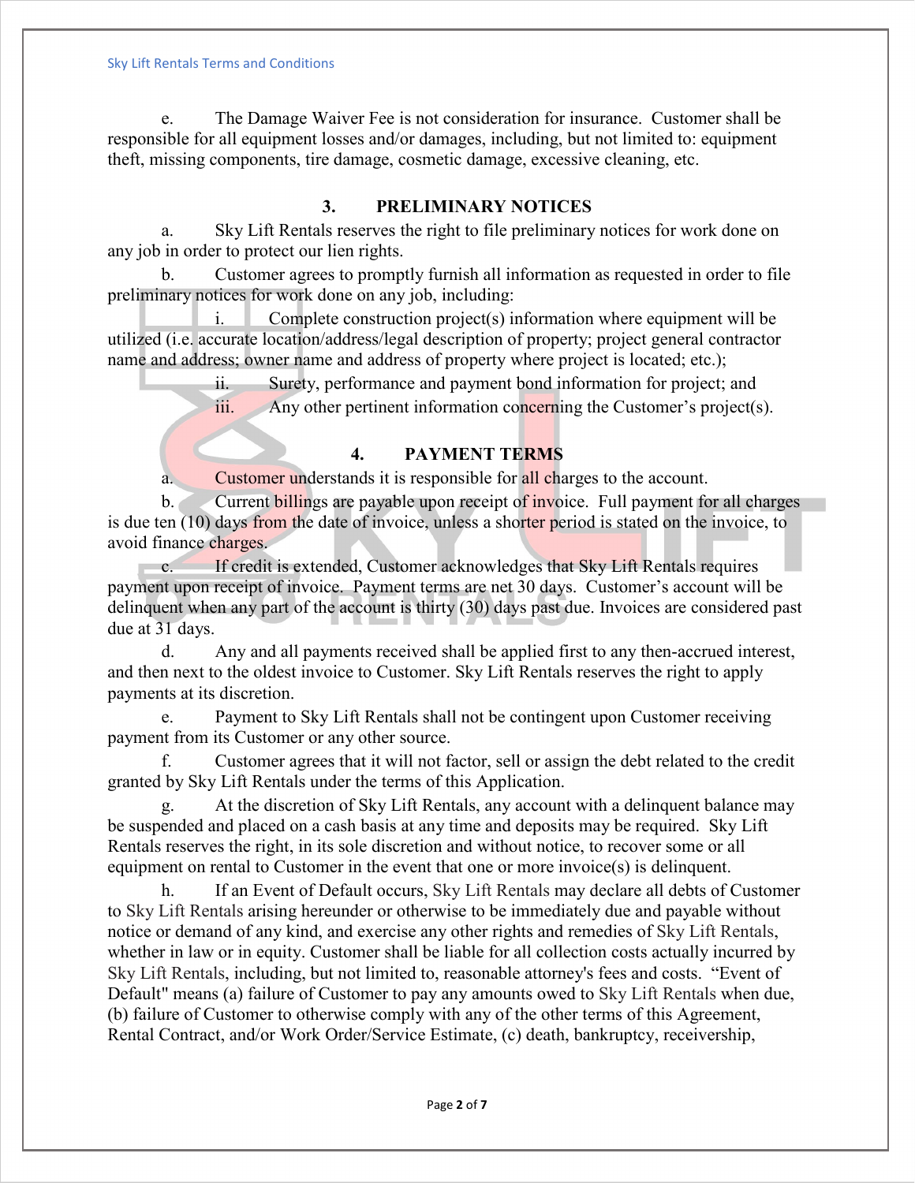e. The Damage Waiver Fee is not consideration for insurance. Customer shall be responsible for all equipment losses and/or damages, including, but not limited to: equipment theft, missing components, tire damage, cosmetic damage, excessive cleaning, etc.

## 3. PRELIMINARY NOTICES

a. Sky Lift Rentals reserves the right to file preliminary notices for work done on any job in order to protect our lien rights.

b. Customer agrees to promptly furnish all information as requested in order to file preliminary notices for work done on any job, including:

i. Complete construction project(s) information where equipment will be utilized (i.e. accurate location/address/legal description of property; project general contractor name and address; owner name and address of property where project is located; etc.);

ii. Surety, performance and payment bond information for project; and

iii. Any other pertinent information concerning the Customer's project(s).

## 4. PAYMENT TERMS

a. Customer understands it is responsible for all charges to the account.

b. Current billings are payable upon receipt of invoice. Full payment for all charges is due ten (10) days from the date of invoice, unless a shorter period is stated on the invoice, to avoid finance charges.

c. If credit is extended, Customer acknowledges that Sky Lift Rentals requires payment upon receipt of invoice. Payment terms are net 30 days. Customer's account will be delinquent when any part of the account is thirty (30) days past due. Invoices are considered past due at 31 days.

d. Any and all payments received shall be applied first to any then-accrued interest, and then next to the oldest invoice to Customer. Sky Lift Rentals reserves the right to apply payments at its discretion.

e. Payment to Sky Lift Rentals shall not be contingent upon Customer receiving payment from its Customer or any other source.

f. Customer agrees that it will not factor, sell or assign the debt related to the credit granted by Sky Lift Rentals under the terms of this Application.

g. At the discretion of Sky Lift Rentals, any account with a delinquent balance may be suspended and placed on a cash basis at any time and deposits may be required. Sky Lift Rentals reserves the right, in its sole discretion and without notice, to recover some or all equipment on rental to Customer in the event that one or more invoice(s) is delinquent.

h. If an Event of Default occurs, Sky Lift Rentals may declare all debts of Customer to Sky Lift Rentals arising hereunder or otherwise to be immediately due and payable without notice or demand of any kind, and exercise any other rights and remedies of Sky Lift Rentals, whether in law or in equity. Customer shall be liable for all collection costs actually incurred by Sky Lift Rentals, including, but not limited to, reasonable attorney's fees and costs. "Event of Default" means (a) failure of Customer to pay any amounts owed to Sky Lift Rentals when due, (b) failure of Customer to otherwise comply with any of the other terms of this Agreement, Rental Contract, and/or Work Order/Service Estimate, (c) death, bankruptcy, receivership,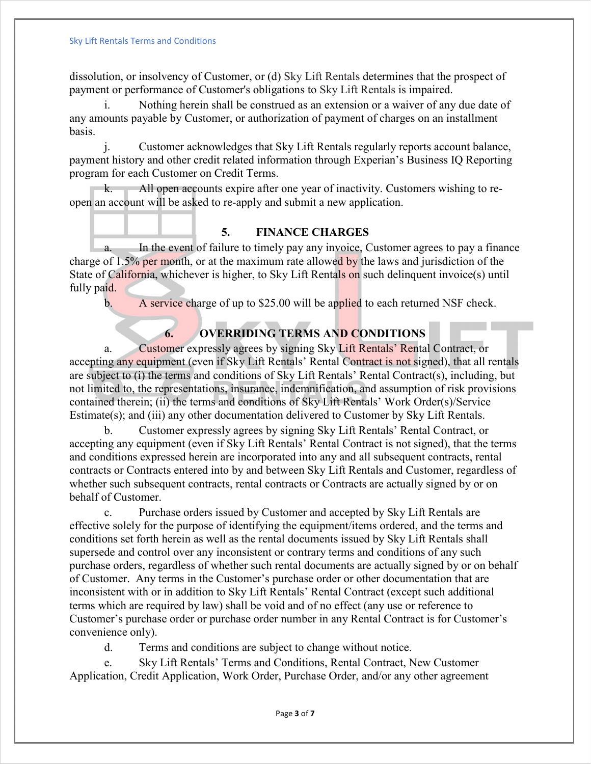dissolution, or insolvency of Customer, or (d) Sky Lift Rentals determines that the prospect of payment or performance of Customer's obligations to Sky Lift Rentals is impaired.

i. Nothing herein shall be construed as an extension or a waiver of any due date of any amounts payable by Customer, or authorization of payment of charges on an installment basis.

j. Customer acknowledges that Sky Lift Rentals regularly reports account balance, payment history and other credit related information through Experian's Business IQ Reporting program for each Customer on Credit Terms.

k. All open accounts expire after one year of inactivity. Customers wishing to re-open an account will be asked to re-apply and submit a new application.

## 5. FINANCE CHARGES

a. In the event of failure to timely pay any invoice, Customer agrees to pay a finance charge of 1.5% per month, or at the maximum rate allowed by the laws and jurisdiction of the State of California, whichever is higher, to Sky Lift Rentals on such delinquent invoice(s) until fully paid.

b. A service charge of up to $25.00 will be applied to each returned NSF check.

## 6. OVERRIDING TERMS AND CONDITIONS

a. Customer expressly agrees by signing Sky Lift Rentals' Rental Contract, or accepting any equipment (even if Sky Lift Rentals' Rental Contract is not signed), that all rentals are subject to (i) the terms and conditions of Sky Lift Rentals' Rental Contract(s), including, but not limited to, the representations, insurance, indemnification, and assumption of risk provisions contained therein; (ii) the terms and conditions of Sky Lift Rentals' Work Order(s)/Service Estimate(s); and (iii) any other documentation delivered to Customer by Sky Lift Rentals.

b. Customer expressly agrees by signing Sky Lift Rentals' Rental Contract, or accepting any equipment (even if Sky Lift Rentals' Rental Contract is not signed), that the terms and conditions expressed herein are incorporated into any and all subsequent contracts, rental contracts or Contracts entered into by and between Sky Lift Rentals and Customer, regardless of whether such subsequent contracts, rental contracts or Contracts are actually signed by or on behalf of Customer.

c. Purchase orders issued by Customer and accepted by Sky Lift Rentals are effective solely for the purpose of identifying the equipment/items ordered, and the terms and conditions set forth herein as well as the rental documents issued by Sky Lift Rentals shall supersede and control over any inconsistent or contrary terms and conditions of any such purchase orders, regardless of whether such rental documents are actually signed by or on behalf of Customer. Any terms in the Customer's purchase order or other documentation that are inconsistent with or in addition to Sky Lift Rentals' Rental Contract (except such additional terms which are required by law) shall be void and of no effect (any use or reference to Customer's purchase order or purchase order number in any Rental Contract is for Customer's convenience only).

d. Terms and conditions are subject to change without notice.

e. Sky Lift Rentals' Terms and Conditions, Rental Contract, New Customer Application, Credit Application, Work Order, Purchase Order, and/or any other agreement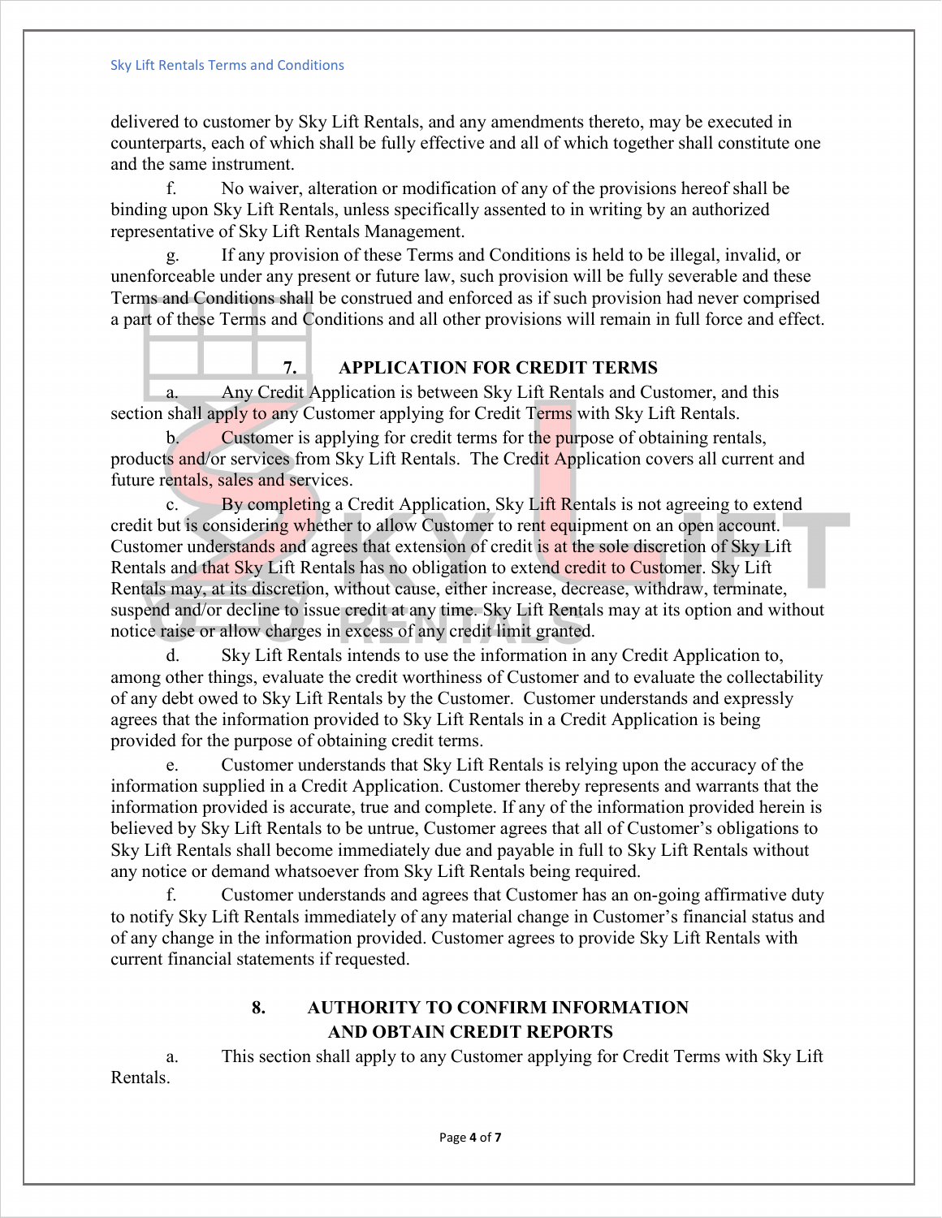delivered to customer by Sky Lift Rentals, and any amendments thereto, may be executed in counterparts, each of which shall be fully effective and all of which together shall constitute one and the same instrument.

f. No waiver, alteration or modification of any of the provisions hereof shall be binding upon Sky Lift Rentals, unless specifically assented to in writing by an authorized representative of Sky Lift Rentals Management.

g. If any provision of these Terms and Conditions is held to be illegal, invalid, or unenforceable under any present or future law, such provision will be fully severable and these Terms and Conditions shall be construed and enforced as if such provision had never comprised a part of these Terms and Conditions and all other provisions will remain in full force and effect.

## 7. APPLICATION FOR CREDIT TERMS

a. Any Credit Application is between Sky Lift Rentals and Customer, and this section shall apply to any Customer applying for Credit Terms with Sky Lift Rentals.

b. Customer is applying for credit terms for the purpose of obtaining rentals, products and/or services from Sky Lift Rentals. The Credit Application covers all current and future rentals, sales and services.

c. By completing a Credit Application, Sky Lift Rentals is not agreeing to extend credit but is considering whether to allow Customer to rent equipment on an open account. Customer understands and agrees that extension of credit is at the sole discretion of Sky Lift Rentals and that Sky Lift Rentals has no obligation to extend credit to Customer. Sky Lift Rentals may, at its discretion, without cause, either increase, decrease, withdraw, terminate, suspend and/or decline to issue credit at any time. Sky Lift Rentals may at its option and without notice raise or allow charges in excess of any credit limit granted.

d. Sky Lift Rentals intends to use the information in any Credit Application to, among other things, evaluate the credit worthiness of Customer and to evaluate the collectability of any debt owed to Sky Lift Rentals by the Customer. Customer understands and expressly agrees that the information provided to Sky Lift Rentals in a Credit Application is being provided for the purpose of obtaining credit terms.

e. Customer understands that Sky Lift Rentals is relying upon the accuracy of the information supplied in a Credit Application. Customer thereby represents and warrants that the information provided is accurate, true and complete. If any of the information provided herein is believed by Sky Lift Rentals to be untrue, Customer agrees that all of Customer's obligations to Sky Lift Rentals shall become immediately due and payable in full to Sky Lift Rentals without any notice or demand whatsoever from Sky Lift Rentals being required.

f. Customer understands and agrees that Customer has an on-going affirmative duty to notify Sky Lift Rentals immediately of any material change in Customer's financial status and of any change in the information provided. Customer agrees to provide Sky Lift Rentals with current financial statements if requested.

## 8. AUTHORITY TO CONFIRM INFORMATION AND OBTAIN CREDIT REPORTS

a. This section shall apply to any Customer applying for Credit Terms with Sky Lift Rentals.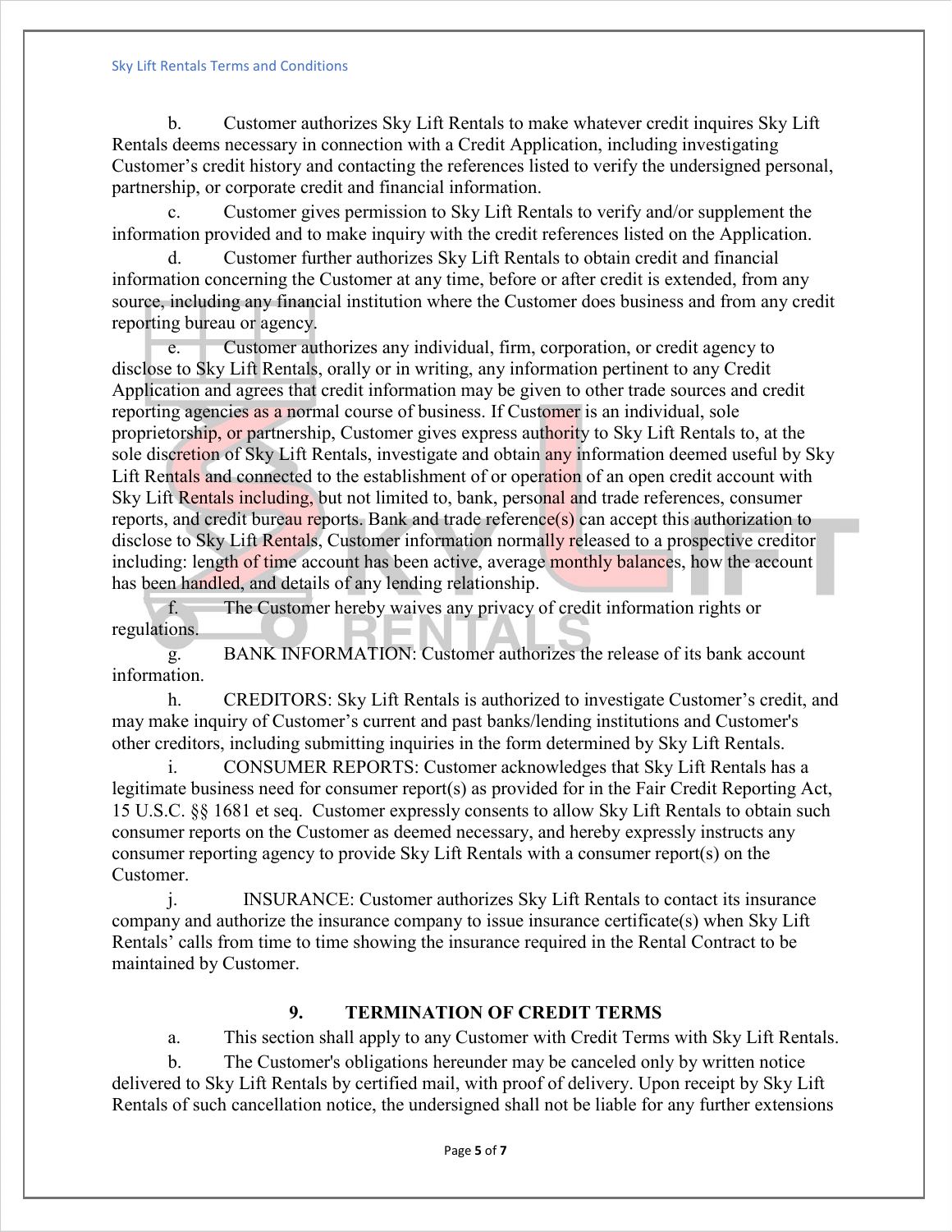b. Customer authorizes Sky Lift Rentals to make whatever credit inquires Sky Lift Rentals deems necessary in connection with a Credit Application, including investigating Customer's credit history and contacting the references listed to verify the undersigned personal, partnership, or corporate credit and financial information.

c. Customer gives permission to Sky Lift Rentals to verify and/or supplement the information provided and to make inquiry with the credit references listed on the Application.

d. Customer further authorizes Sky Lift Rentals to obtain credit and financial information concerning the Customer at any time, before or after credit is extended, from any source, including any financial institution where the Customer does business and from any credit reporting bureau or agency.

e. Customer authorizes any individual, firm, corporation, or credit agency to disclose to Sky Lift Rentals, orally or in writing, any information pertinent to any Credit Application and agrees that credit information may be given to other trade sources and credit reporting agencies as a normal course of business. If Customer is an individual, sole proprietorship, or partnership, Customer gives express authority to Sky Lift Rentals to, at the sole discretion of Sky Lift Rentals, investigate and obtain any information deemed useful by Sky Lift Rentals and connected to the establishment of or operation of an open credit account with Sky Lift Rentals including, but not limited to, bank, personal and trade references, consumer reports, and credit bureau reports. Bank and trade reference(s) can accept this authorization to disclose to Sky Lift Rentals, Customer information normally released to a prospective creditor including: length of time account has been active, average monthly balances, how the account has been handled, and details of any lending relationship.

f. The Customer hereby waives any privacy of credit information rights or regulations.

g. BANK INFORMATION: Customer authorizes the release of its bank account information.

h. CREDITORS: Sky Lift Rentals is authorized to investigate Customer's credit, and may make inquiry of Customer's current and past banks/lending institutions and Customer's other creditors, including submitting inquiries in the form determined by Sky Lift Rentals.

i. CONSUMER REPORTS: Customer acknowledges that Sky Lift Rentals has a legitimate business need for consumer report(s) as provided for in the Fair Credit Reporting Act, 15 U.S.C. §§ 1681 et seq. Customer expressly consents to allow Sky Lift Rentals to obtain such consumer reports on the Customer as deemed necessary, and hereby expressly instructs any consumer reporting agency to provide Sky Lift Rentals with a consumer report(s) on the Customer.

j. INSURANCE: Customer authorizes Sky Lift Rentals to contact its insurance company and authorize the insurance company to issue insurance certificate(s) when Sky Lift Rentals' calls from time to time showing the insurance required in the Rental Contract to be maintained by Customer.

## 9. TERMINATION OF CREDIT TERMS

a. This section shall apply to any Customer with Credit Terms with Sky Lift Rentals.

b. The Customer's obligations hereunder may be canceled only by written notice delivered to Sky Lift Rentals by certified mail, with proof of delivery. Upon receipt by Sky Lift Rentals of such cancellation notice, the undersigned shall not be liable for any further extensions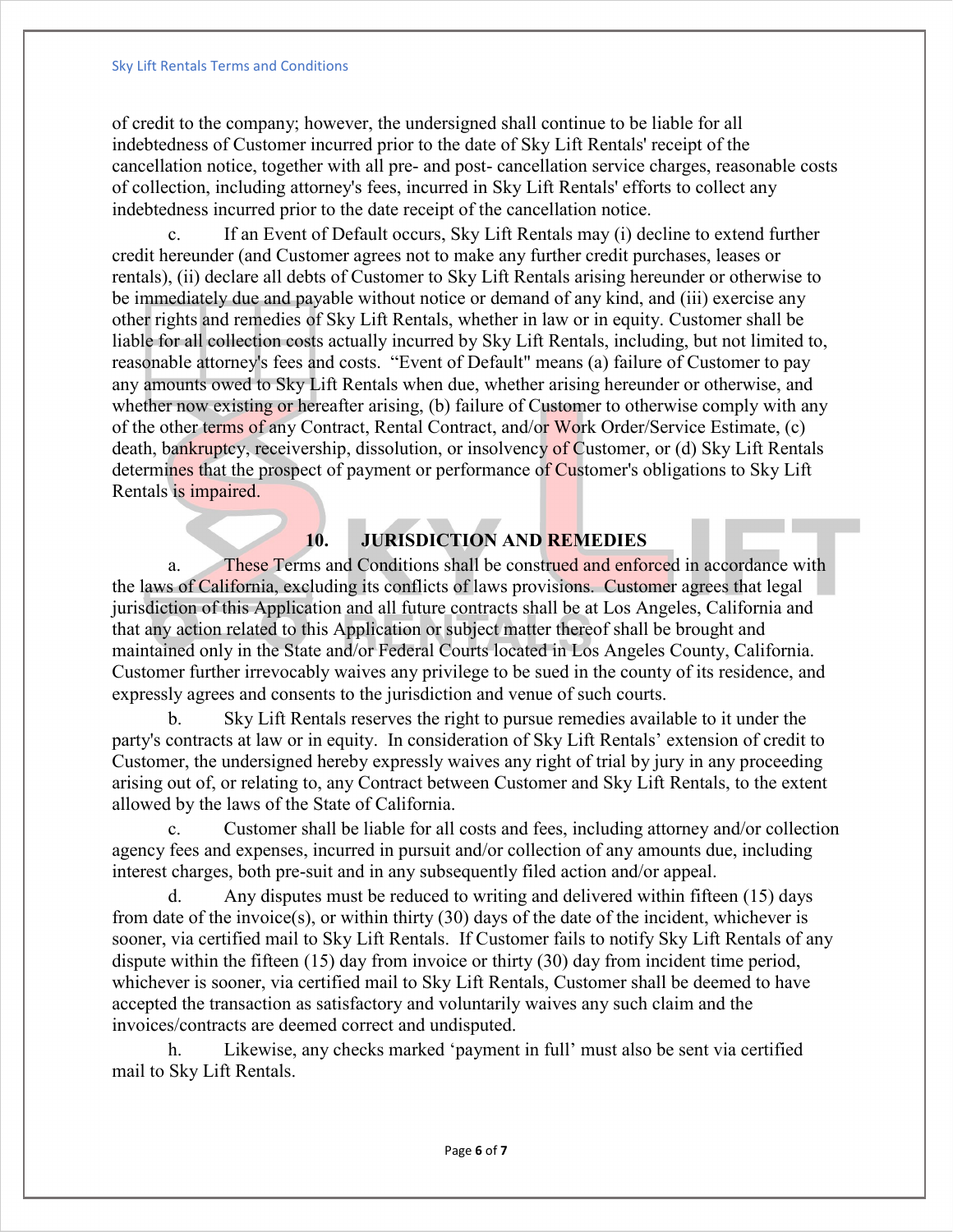of credit to the company; however, the undersigned shall continue to be liable for all indebtedness of Customer incurred prior to the date of Sky Lift Rentals' receipt of the cancellation notice, together with all pre- and post- cancellation service charges, reasonable costs of collection, including attorney's fees, incurred in Sky Lift Rentals' efforts to collect any indebtedness incurred prior to the date receipt of the cancellation notice.

c. If an Event of Default occurs, Sky Lift Rentals may (i) decline to extend further credit hereunder (and Customer agrees not to make any further credit purchases, leases or rentals), (ii) declare all debts of Customer to Sky Lift Rentals arising hereunder or otherwise to be immediately due and payable without notice or demand of any kind, and (iii) exercise any other rights and remedies of Sky Lift Rentals, whether in law or in equity. Customer shall be liable for all collection costs actually incurred by Sky Lift Rentals, including, but not limited to, reasonable attorney's fees and costs. "Event of Default" means (a) failure of Customer to pay any amounts owed to Sky Lift Rentals when due, whether arising hereunder or otherwise, and whether now existing or hereafter arising, (b) failure of Customer to otherwise comply with any of the other terms of any Contract, Rental Contract, and/or Work Order/Service Estimate, (c) death, bankruptcy, receivership, dissolution, or insolvency of Customer, or (d) Sky Lift Rentals determines that the prospect of payment or performance of Customer's obligations to Sky Lift Rentals is impaired.

## 10. JURISDICTION AND REMEDIES

a. These Terms and Conditions shall be construed and enforced in accordance with the laws of California, excluding its conflicts of laws provisions. Customer agrees that legal jurisdiction of this Application and all future contracts shall be at Los Angeles, California and that any action related to this Application or subject matter thereof shall be brought and maintained only in the State and/or Federal Courts located in Los Angeles County, California. Customer further irrevocably waives any privilege to be sued in the county of its residence, and expressly agrees and consents to the jurisdiction and venue of such courts.

b. Sky Lift Rentals reserves the right to pursue remedies available to it under the party's contracts at law or in equity. In consideration of Sky Lift Rentals' extension of credit to Customer, the undersigned hereby expressly waives any right of trial by jury in any proceeding arising out of, or relating to, any Contract between Customer and Sky Lift Rentals, to the extent allowed by the laws of the State of California.

c. Customer shall be liable for all costs and fees, including attorney and/or collection agency fees and expenses, incurred in pursuit and/or collection of any amounts due, including interest charges, both pre-suit and in any subsequently filed action and/or appeal.

d. Any disputes must be reduced to writing and delivered within fifteen (15) days from date of the invoice(s), or within thirty (30) days of the date of the incident, whichever is sooner, via certified mail to Sky Lift Rentals. If Customer fails to notify Sky Lift Rentals of any dispute within the fifteen (15) day from invoice or thirty (30) day from incident time period, whichever is sooner, via certified mail to Sky Lift Rentals, Customer shall be deemed to have accepted the transaction as satisfactory and voluntarily waives any such claim and the invoices/contracts are deemed correct and undisputed.

h. Likewise, any checks marked 'payment in full' must also be sent via certified mail to Sky Lift Rentals.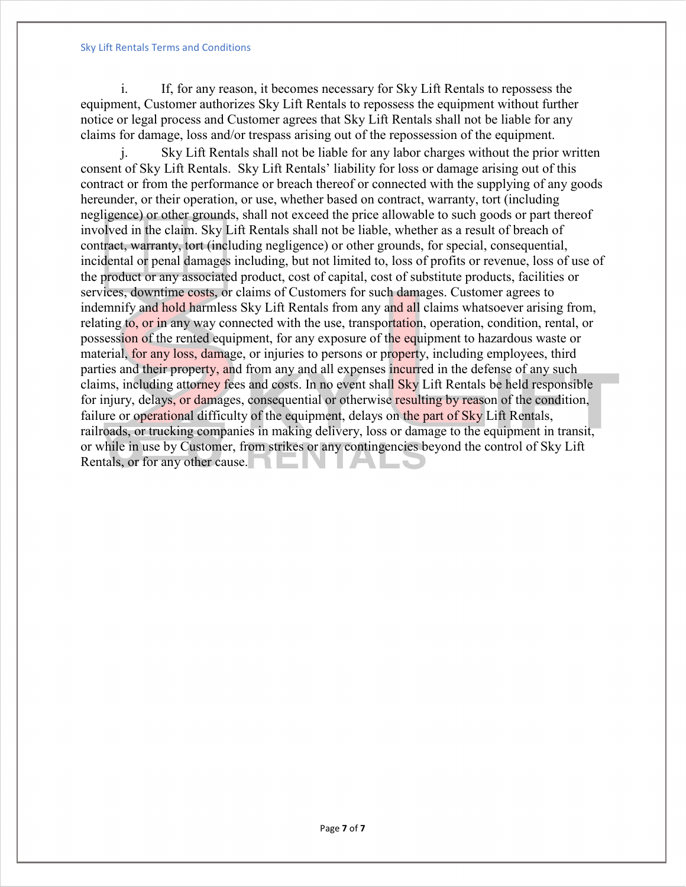i. If, for any reason, it becomes necessary for Sky Lift Rentals to repossess the equipment, Customer authorizes Sky Lift Rentals to repossess the equipment without further notice or legal process and Customer agrees that Sky Lift Rentals shall not be liable for any claims for damage, loss and/or trespass arising out of the repossession of the equipment.

j. Sky Lift Rentals shall not be liable for any labor charges without the prior written consent of Sky Lift Rentals. Sky Lift Rentals' liability for loss or damage arising out of this contract or from the performance or breach thereof or connected with the supplying of any goods hereunder, or their operation, or use, whether based on contract, warranty, tort (including negligence) or other grounds, shall not exceed the price allowable to such goods or part thereof involved in the claim. Sky Lift Rentals shall not be liable, whether as a result of breach of contract, warranty, tort (including negligence) or other grounds, for special, consequential, incidental or penal damages including, but not limited to, loss of profits or revenue, loss of use of the product or any associated product, cost of capital, cost of substitute products, facilities or services, downtime costs, or claims of Customers for such damages. Customer agrees to indemnify and hold harmless Sky Lift Rentals from any and all claims whatsoever arising from, relating to, or in any way connected with the use, transportation, operation, condition, rental, or possession of the rented equipment, for any exposure of the equipment to hazardous waste or material, for any loss, damage, or injuries to persons or property, including employees, third parties and their property, and from any and all expenses incurred in the defense of any such claims, including attorney fees and costs. In no event shall Sky Lift Rentals be held responsible for injury, delays, or damages, consequential or otherwise resulting by reason of the condition, failure or operational difficulty of the equipment, delays on the part of Sky Lift Rentals, railroads, or trucking companies in making delivery, loss or damage to the equipment in transit, or while in use by Customer, from strikes or any contingencies beyond the control of Sky Lift Rentals, or for any other cause.